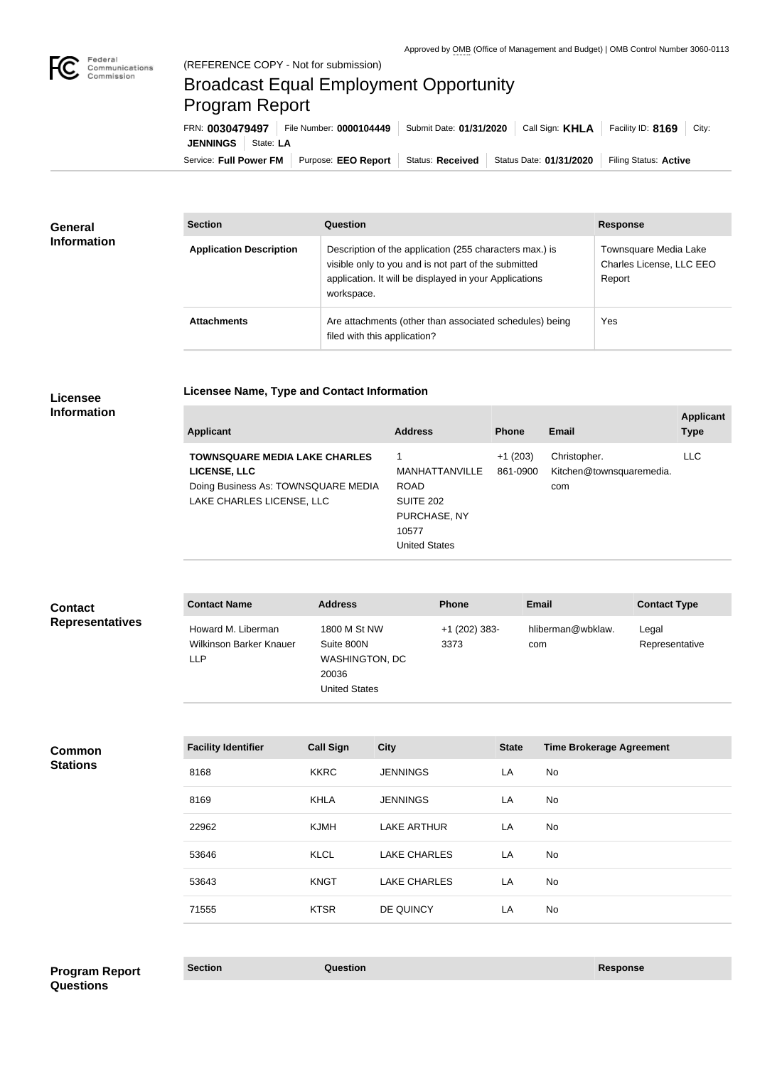Approved by OMB (Office of Management and Budget) | OMB Control Number 3060-0113

(REFERENCE COPY - Not for submission)

# Broadcast Equal Employment Opportunity Program Report

FRN: **0030479497** | File Number: **0000104449** | Submit Date: **01/31/2020** | Call Sign: **KHLA** | Facility ID: **8169** | City: **JENNINGS** | State: **LA**

Service: **Full Power FM** | Purpose: **EEO Report** | Status: **Received** | Status Date: **01/31/2020** | Filing Status: **Active**

## General Information

| Section | Question | Response |
|---|---|---|
| **Application Description** | Description of the application (255 characters max.) is visible only to you and is not part of the submitted application. It will be displayed in your Applications workspace. | Townsquare Media Lake Charles License, LLC EEO Report |
| **Attachments** | Are attachments (other than associated schedules) being filed with this application? | Yes |

## Licensee Information

### Licensee Name, Type and Contact Information

| Applicant | Address | Phone | Email | Applicant Type |
|---|---|---|---|---|
| **TOWNSQUARE MEDIA LAKE CHARLES LICENSE, LLC** Doing Business As: TOWNSQUARE MEDIA LAKE CHARLES LICENSE, LLC | 1 MANHATTANVILLE ROAD SUITE 202 PURCHASE, NY 10577 United States | +1 (203) 861-0900 | Christopher.Kitchen@townsquaremedia.com | LLC |

## Contact Representatives

| Contact Name | Address | Phone | Email | Contact Type |
|---|---|---|---|---|
| Howard M. Liberman Wilkinson Barker Knauer LLP | 1800 M St NW Suite 800N WASHINGTON, DC 20036 United States | +1 (202) 383-3373 | hliberman@wbklaw.com | Legal Representative |

## Common Stations

| Facility Identifier | Call Sign | City | State | Time Brokerage Agreement |
|---|---|---|---|---|
| 8168 | KKRC | JENNINGS | LA | No |
| 8169 | KHLA | JENNINGS | LA | No |
| 22962 | KJMH | LAKE ARTHUR | LA | No |
| 53646 | KLCL | LAKE CHARLES | LA | No |
| 53643 | KNGT | LAKE CHARLES | LA | No |
| 71555 | KTSR | DE QUINCY | LA | No |

## Program Report Questions

| Section | Question | Response |
|---|---|---|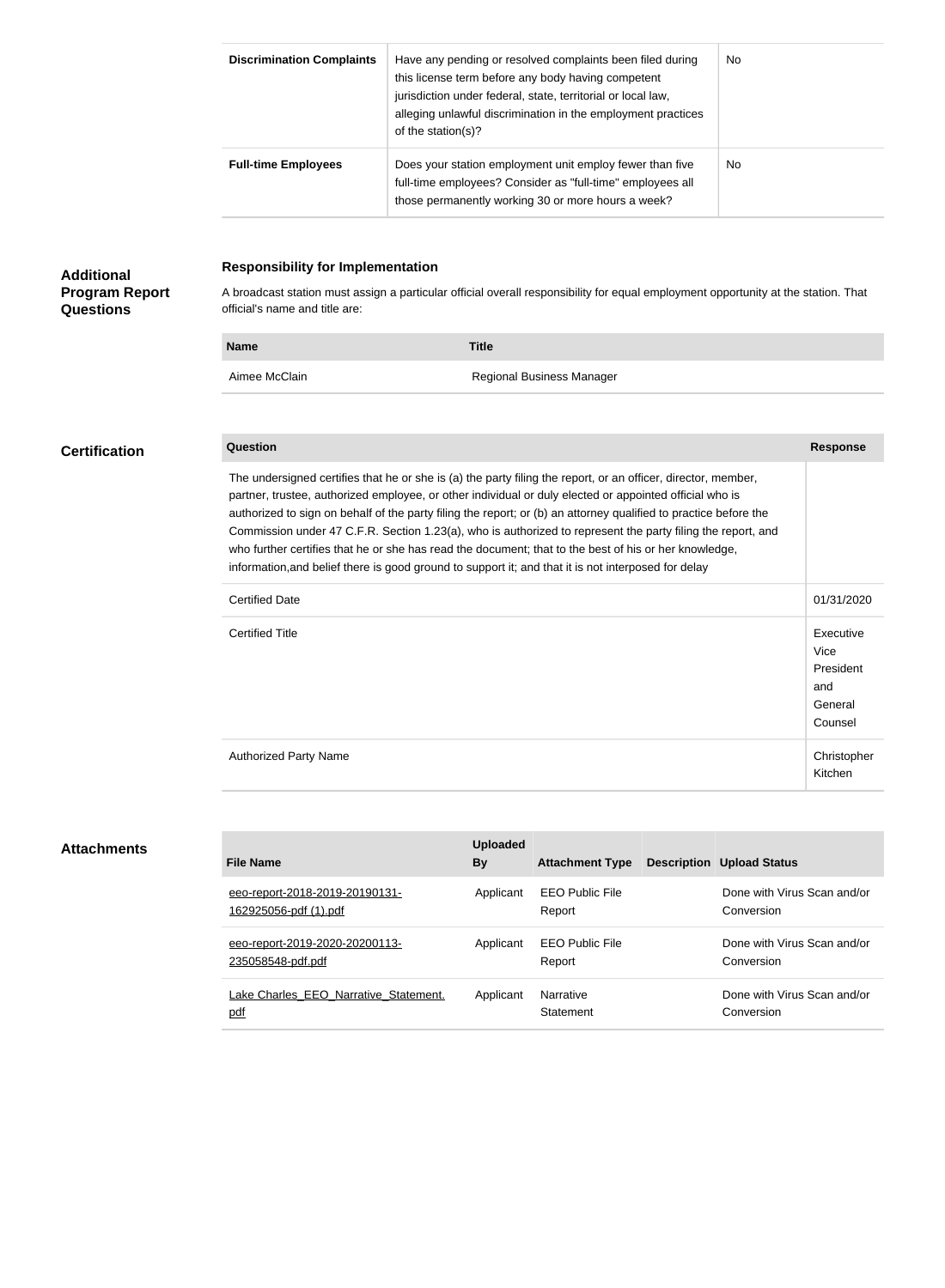| | | |
|---|---|---|
| **Discrimination Complaints** | Have any pending or resolved complaints been filed during this license term before any body having competent jurisdiction under federal, state, territorial or local law, alleging unlawful discrimination in the employment practices of the station(s)? | No |
| **Full-time Employees** | Does your station employment unit employ fewer than five full-time employees? Consider as "full-time" employees all those permanently working 30 or more hours a week? | No |

## Additional Program Report Questions

### Responsibility for Implementation

A broadcast station must assign a particular official overall responsibility for equal employment opportunity at the station. That official's name and title are:

| Name | Title |
|---|---|
| Aimee McClain | Regional Business Manager |

## Certification

| Question | Response |
|---|---|
| The undersigned certifies that he or she is (a) the party filing the report, or an officer, director, member, partner, trustee, authorized employee, or other individual or duly elected or appointed official who is authorized to sign on behalf of the party filing the report; or (b) an attorney qualified to practice before the Commission under 47 C.F.R. Section 1.23(a), who is authorized to represent the party filing the report, and who further certifies that he or she has read the document; that to the best of his or her knowledge, information,and belief there is good ground to support it; and that it is not interposed for delay | |
| Certified Date | 01/31/2020 |
| Certified Title | Executive Vice President and General Counsel |
| Authorized Party Name | Christopher Kitchen |

## Attachments

| File Name | Uploaded By | Attachment Type | Description | Upload Status |
|---|---|---|---|---|
| eeo-report-2018-2019-20190131-162925056-pdf (1).pdf | Applicant | EEO Public File Report | | Done with Virus Scan and/or Conversion |
| eeo-report-2019-2020-20200113-235058548-pdf.pdf | Applicant | EEO Public File Report | | Done with Virus Scan and/or Conversion |
| Lake Charles_EEO_Narrative_Statement.pdf | Applicant | Narrative Statement | | Done with Virus Scan and/or Conversion |